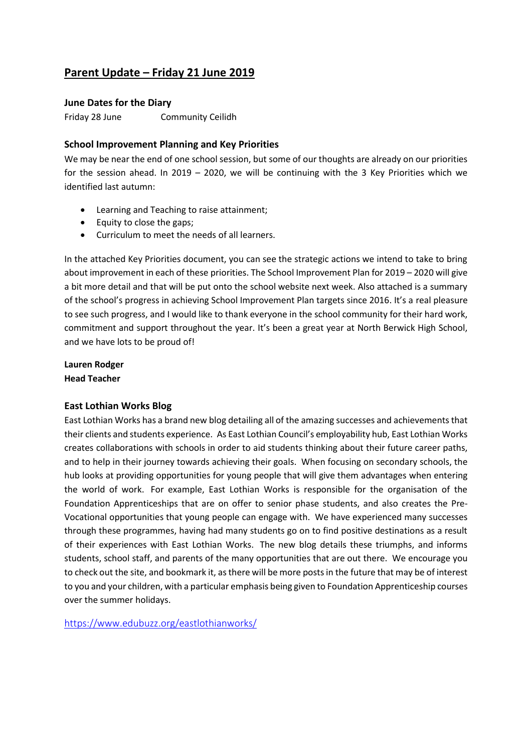# Parent Update – Friday 21 June 2019

### June Dates for the Diary

Friday 28 June Community Ceilidh

### School Improvement Planning and Key Priorities

We may be near the end of one school session, but some of our thoughts are already on our priorities for the session ahead. In 2019 – 2020, we will be continuing with the 3 Key Priorities which we identified last autumn:

- Learning and Teaching to raise attainment;
- Equity to close the gaps;
- Curriculum to meet the needs of all learners.

In the attached Key Priorities document, you can see the strategic actions we intend to take to bring about improvement in each of these priorities. The School Improvement Plan for 2019 – 2020 will give a bit more detail and that will be put onto the school website next week. Also attached is a summary of the school's progress in achieving School Improvement Plan targets since 2016. It's a real pleasure to see such progress, and I would like to thank everyone in the school community for their hard work, commitment and support throughout the year. It's been a great year at North Berwick High School, and we have lots to be proud of!

**Lauren Rodger**
**Head Teacher**

### East Lothian Works Blog

East Lothian Works has a brand new blog detailing all of the amazing successes and achievements that their clients and students experience. As East Lothian Council's employability hub, East Lothian Works creates collaborations with schools in order to aid students thinking about their future career paths, and to help in their journey towards achieving their goals. When focusing on secondary schools, the hub looks at providing opportunities for young people that will give them advantages when entering the world of work. For example, East Lothian Works is responsible for the organisation of the Foundation Apprenticeships that are on offer to senior phase students, and also creates the Pre-Vocational opportunities that young people can engage with. We have experienced many successes through these programmes, having had many students go on to find positive destinations as a result of their experiences with East Lothian Works. The new blog details these triumphs, and informs students, school staff, and parents of the many opportunities that are out there. We encourage you to check out the site, and bookmark it, as there will be more posts in the future that may be of interest to you and your children, with a particular emphasis being given to Foundation Apprenticeship courses over the summer holidays.

https://www.edubuzz.org/eastlothianworks/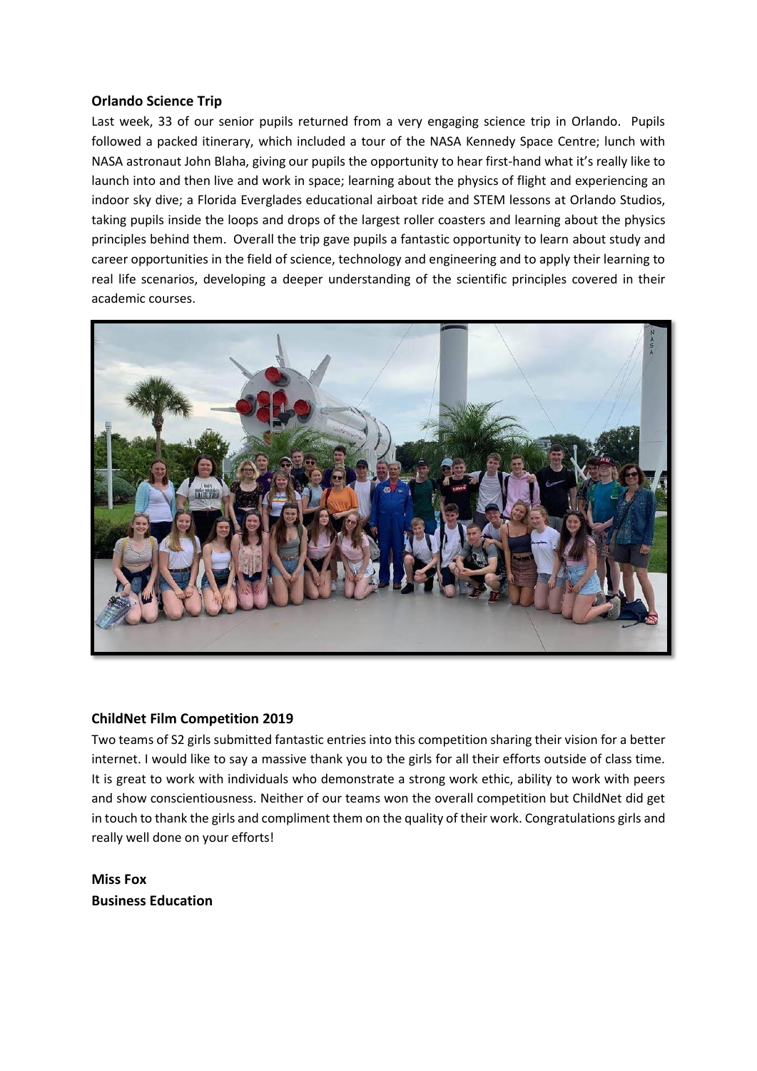**Orlando Science Trip**

Last week, 33 of our senior pupils returned from a very engaging science trip in Orlando. Pupils followed a packed itinerary, which included a tour of the NASA Kennedy Space Centre; lunch with NASA astronaut John Blaha, giving our pupils the opportunity to hear first-hand what it's really like to launch into and then live and work in space; learning about the physics of flight and experiencing an indoor sky dive; a Florida Everglades educational airboat ride and STEM lessons at Orlando Studios, taking pupils inside the loops and drops of the largest roller coasters and learning about the physics principles behind them. Overall the trip gave pupils a fantastic opportunity to learn about study and career opportunities in the field of science, technology and engineering and to apply their learning to real life scenarios, developing a deeper understanding of the scientific principles covered in their academic courses.

**ChildNet Film Competition 2019**

Two teams of S2 girls submitted fantastic entries into this competition sharing their vision for a better internet. I would like to say a massive thank you to the girls for all their efforts outside of class time. It is great to work with individuals who demonstrate a strong work ethic, ability to work with peers and show conscientiousness. Neither of our teams won the overall competition but ChildNet did get in touch to thank the girls and compliment them on the quality of their work. Congratulations girls and really well done on your efforts!

**Miss Fox**
**Business Education**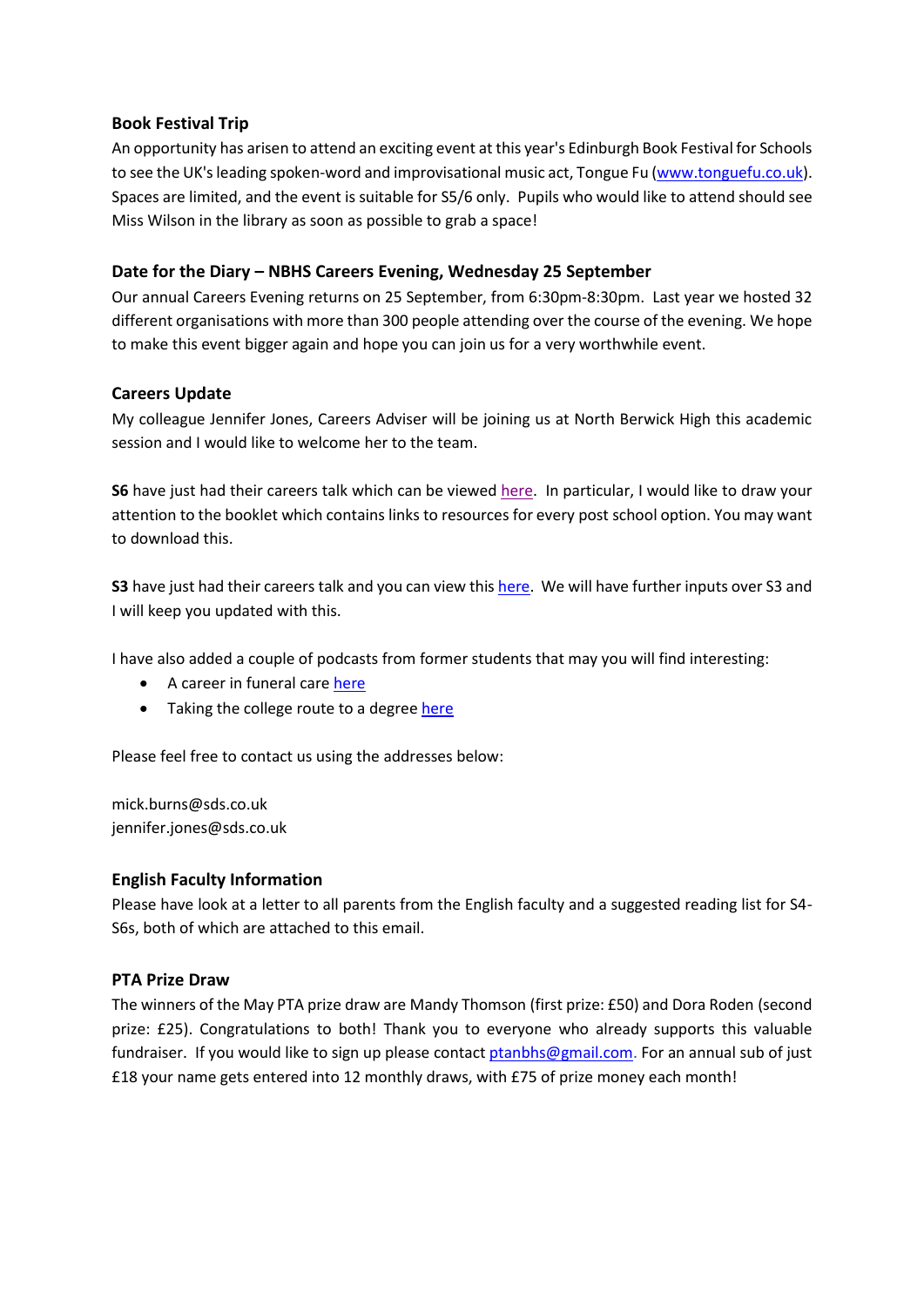### Book Festival Trip

An opportunity has arisen to attend an exciting event at this year's Edinburgh Book Festival for Schools to see the UK's leading spoken-word and improvisational music act, Tongue Fu (www.tonguefu.co.uk). Spaces are limited, and the event is suitable for S5/6 only. Pupils who would like to attend should see Miss Wilson in the library as soon as possible to grab a space!

### Date for the Diary – NBHS Careers Evening, Wednesday 25 September

Our annual Careers Evening returns on 25 September, from 6:30pm-8:30pm. Last year we hosted 32 different organisations with more than 300 people attending over the course of the evening. We hope to make this event bigger again and hope you can join us for a very worthwhile event.

### Careers Update

My colleague Jennifer Jones, Careers Adviser will be joining us at North Berwick High this academic session and I would like to welcome her to the team.

**S6** have just had their careers talk which can be viewed here. In particular, I would like to draw your attention to the booklet which contains links to resources for every post school option. You may want to download this.

**S3** have just had their careers talk and you can view this here. We will have further inputs over S3 and I will keep you updated with this.

I have also added a couple of podcasts from former students that may you will find interesting:

- A career in funeral care here
- Taking the college route to a degree here

Please feel free to contact us using the addresses below:

mick.burns@sds.co.uk
jennifer.jones@sds.co.uk

### English Faculty Information

Please have look at a letter to all parents from the English faculty and a suggested reading list for S4-S6s, both of which are attached to this email.

### PTA Prize Draw

The winners of the May PTA prize draw are Mandy Thomson (first prize: £50) and Dora Roden (second prize: £25). Congratulations to both! Thank you to everyone who already supports this valuable fundraiser. If you would like to sign up please contact ptanbhs@gmail.com. For an annual sub of just £18 your name gets entered into 12 monthly draws, with £75 of prize money each month!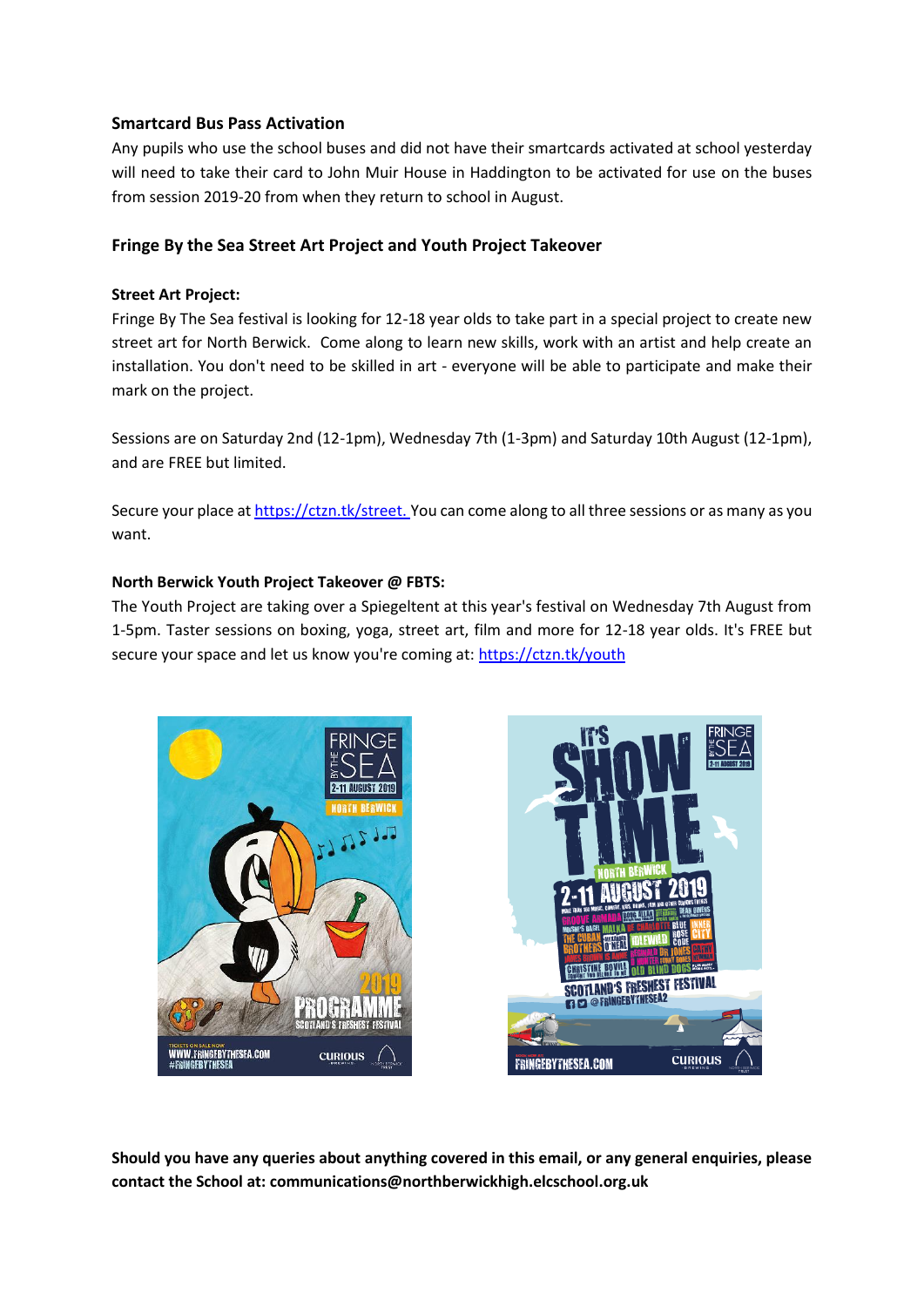**Smartcard Bus Pass Activation**

Any pupils who use the school buses and did not have their smartcards activated at school yesterday will need to take their card to John Muir House in Haddington to be activated for use on the buses from session 2019-20 from when they return to school in August.

**Fringe By the Sea Street Art Project and Youth Project Takeover**

**Street Art Project:**

Fringe By The Sea festival is looking for 12-18 year olds to take part in a special project to create new street art for North Berwick. Come along to learn new skills, work with an artist and help create an installation. You don't need to be skilled in art - everyone will be able to participate and make their mark on the project.

Sessions are on Saturday 2nd (12-1pm), Wednesday 7th (1-3pm) and Saturday 10th August (12-1pm), and are FREE but limited.

Secure your place at https://ctzn.tk/street. You can come along to all three sessions or as many as you want.

**North Berwick Youth Project Takeover @ FBTS:**

The Youth Project are taking over a Spiegeltent at this year's festival on Wednesday 7th August from 1-5pm. Taster sessions on boxing, yoga, street art, film and more for 12-18 year olds. It's FREE but secure your space and let us know you're coming at: https://ctzn.tk/youth

**Should you have any queries about anything covered in this email, or any general enquiries, please contact the School at: communications@northberwickhigh.elcschool.org.uk**